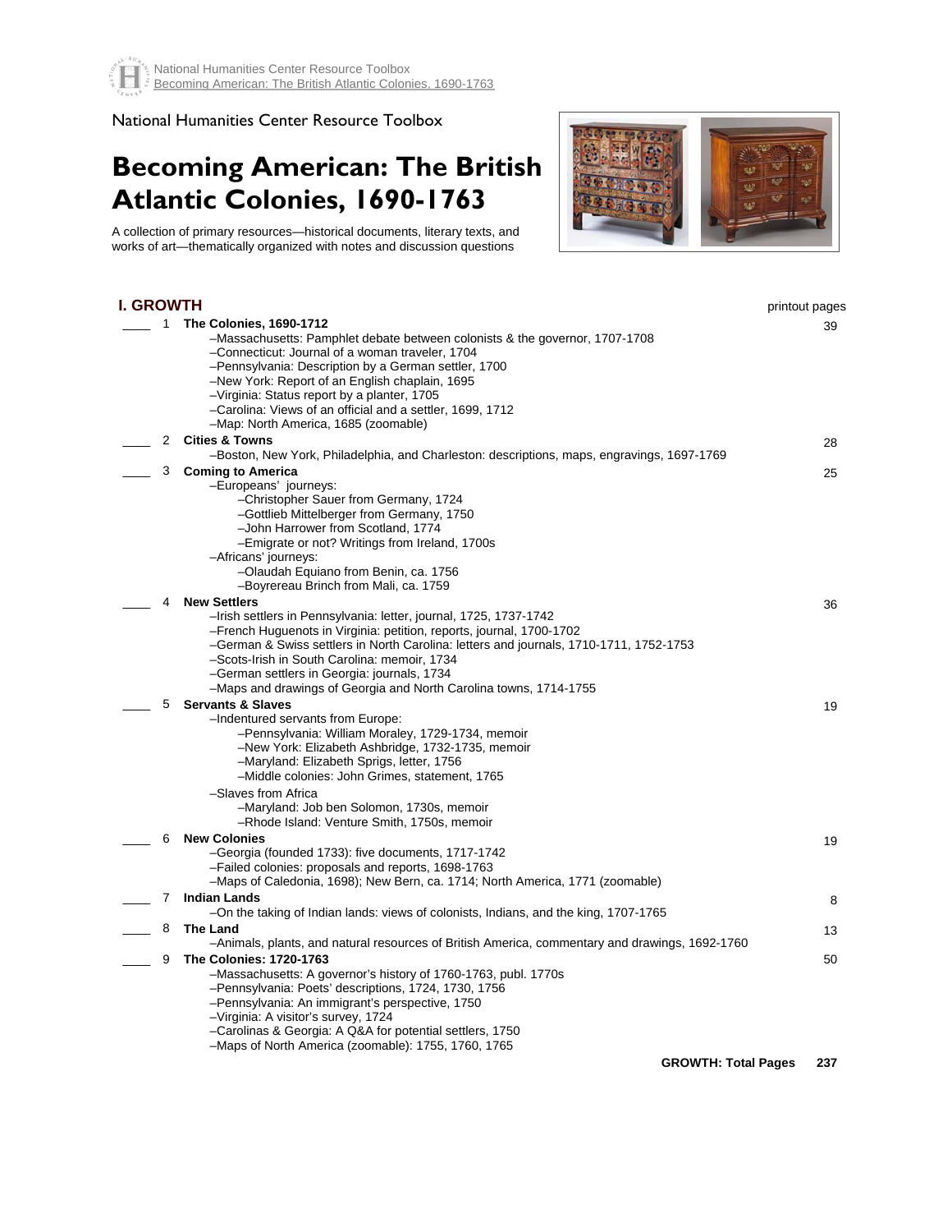National Humanities Center Resource Toolbox

# Becoming American: The British Atlantic Colonies, 1690-1763

A collection of primary resources—historical documents, literary texts, and works of art—thematically organized with notes and discussion questions

## I. GROWTH

| | # | Topic | printout pages |
|---|---|---|---|
| ____ | 1 | **The Colonies, 1690-1712**<br>–Massachusetts: Pamphlet debate between colonists & the governor, 1707-1708<br>–Connecticut: Journal of a woman traveler, 1704<br>–Pennsylvania: Description by a German settler, 1700<br>–New York: Report of an English chaplain, 1695<br>–Virginia: Status report by a planter, 1705<br>–Carolina: Views of an official and a settler, 1699, 1712<br>–Map: North America, 1685 (zoomable) | 39 |
| ____ | 2 | **Cities & Towns**<br>–Boston, New York, Philadelphia, and Charleston: descriptions, maps, engravings, 1697-1769 | 28 |
| ____ | 3 | **Coming to America**<br>–Europeans' journeys:<br>–Christopher Sauer from Germany, 1724<br>–Gottlieb Mittelberger from Germany, 1750<br>–John Harrower from Scotland, 1774<br>–Emigrate or not? Writings from Ireland, 1700s<br>–Africans' journeys:<br>–Olaudah Equiano from Benin, ca. 1756<br>–Boyrereau Brinch from Mali, ca. 1759 | 25 |
| ____ | 4 | **New Settlers**<br>–Irish settlers in Pennsylvania: letter, journal, 1725, 1737-1742<br>–French Huguenots in Virginia: petition, reports, journal, 1700-1702<br>–German & Swiss settlers in North Carolina: letters and journals, 1710-1711, 1752-1753<br>–Scots-Irish in South Carolina: memoir, 1734<br>–German settlers in Georgia: journals, 1734<br>–Maps and drawings of Georgia and North Carolina towns, 1714-1755 | 36 |
| ____ | 5 | **Servants & Slaves**<br>–Indentured servants from Europe:<br>–Pennsylvania: William Moraley, 1729-1734, memoir<br>–New York: Elizabeth Ashbridge, 1732-1735, memoir<br>–Maryland: Elizabeth Sprigs, letter, 1756<br>–Middle colonies: John Grimes, statement, 1765<br>–Slaves from Africa<br>–Maryland: Job ben Solomon, 1730s, memoir<br>–Rhode Island: Venture Smith, 1750s, memoir | 19 |
| ____ | 6 | **New Colonies**<br>–Georgia (founded 1733): five documents, 1717-1742<br>–Failed colonies: proposals and reports, 1698-1763<br>–Maps of Caledonia, 1698); New Bern, ca. 1714; North America, 1771 (zoomable) | 19 |
| ____ | 7 | **Indian Lands**<br>–On the taking of Indian lands: views of colonists, Indians, and the king, 1707-1765 | 8 |
| ____ | 8 | **The Land**<br>–Animals, plants, and natural resources of British America, commentary and drawings, 1692-1760 | 13 |
| ____ | 9 | **The Colonies: 1720-1763**<br>–Massachusetts: A governor's history of 1760-1763, publ. 1770s<br>–Pennsylvania: Poets' descriptions, 1724, 1730, 1756<br>–Pennsylvania: An immigrant's perspective, 1750<br>–Virginia: A visitor's survey, 1724<br>–Carolinas & Georgia: A Q&A for potential settlers, 1750<br>–Maps of North America (zoomable): 1755, 1760, 1765 | 50 |
| | | **GROWTH: Total Pages** | **237** |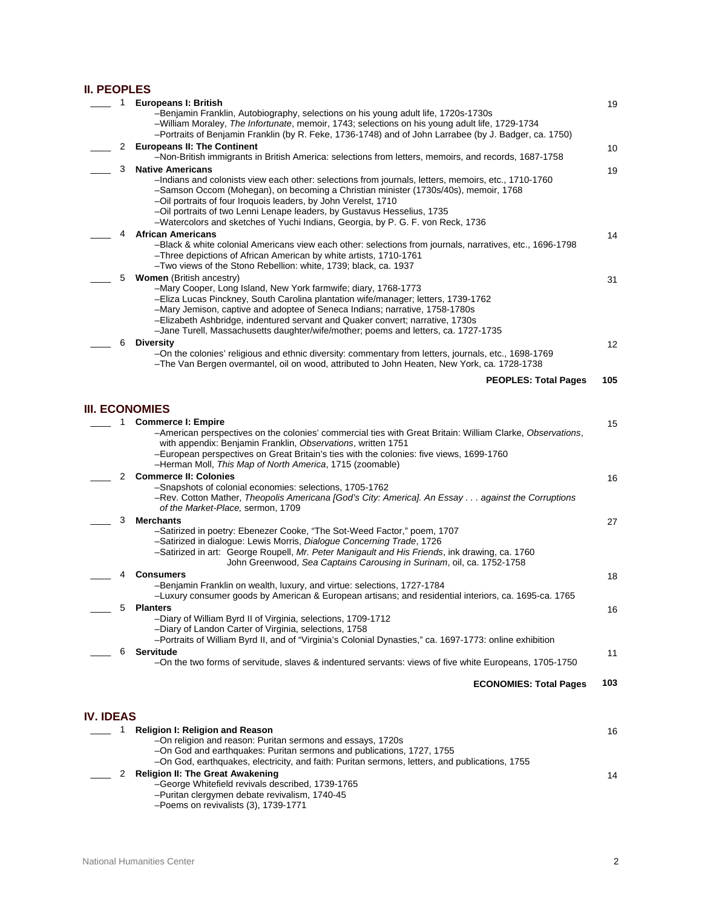## II. PEOPLES

| | # | Topic | Pages |
|---|---|---|---|
| ____ | 1 | **Europeans I: British**<br>–Benjamin Franklin, Autobiography, selections on his young adult life, 1720s-1730s<br>–William Moraley, *The Infortunate*, memoir, 1743; selections on his young adult life, 1729-1734<br>–Portraits of Benjamin Franklin (by R. Feke, 1736-1748) and of John Larrabee (by J. Badger, ca. 1750) | 19 |
| ____ | 2 | **Europeans II: The Continent**<br>–Non-British immigrants in British America: selections from letters, memoirs, and records, 1687-1758 | 10 |
| ____ | 3 | **Native Americans**<br>–Indians and colonists view each other: selections from journals, letters, memoirs, etc., 1710-1760<br>–Samson Occom (Mohegan), on becoming a Christian minister (1730s/40s), memoir, 1768<br>–Oil portraits of four Iroquois leaders, by John Verelst, 1710<br>–Oil portraits of two Lenni Lenape leaders, by Gustavus Hesselius, 1735<br>–Watercolors and sketches of Yuchi Indians, Georgia, by P. G. F. von Reck, 1736 | 19 |
| ____ | 4 | **African Americans**<br>–Black & white colonial Americans view each other: selections from journals, narratives, etc., 1696-1798<br>–Three depictions of African American by white artists, 1710-1761<br>–Two views of the Stono Rebellion: white, 1739; black, ca. 1937 | 14 |
| ____ | 5 | **Women** (British ancestry)<br>–Mary Cooper, Long Island, New York farmwife; diary, 1768-1773<br>–Eliza Lucas Pinckney, South Carolina plantation wife/manager; letters, 1739-1762<br>–Mary Jemison, captive and adoptee of Seneca Indians; narrative, 1758-1780s<br>–Elizabeth Ashbridge, indentured servant and Quaker convert; narrative, 1730s<br>–Jane Turell, Massachusetts daughter/wife/mother; poems and letters, ca. 1727-1735 | 31 |
| ____ | 6 | **Diversity**<br>–On the colonies' religious and ethnic diversity: commentary from letters, journals, etc., 1698-1769<br>–The Van Bergen overmantel, oil on wood, attributed to John Heaten, New York, ca. 1728-1738 | 12 |
| | | **PEOPLES: Total Pages** | **105** |

## III. ECONOMIES

| | # | Topic | Pages |
|---|---|---|---|
| ____ | 1 | **Commerce I: Empire**<br>–American perspectives on the colonies' commercial ties with Great Britain: William Clarke, *Observations*, with appendix: Benjamin Franklin, *Observations*, written 1751<br>–European perspectives on Great Britain's ties with the colonies: five views, 1699-1760<br>–Herman Moll, *This Map of North America*, 1715 (zoomable) | 15 |
| ____ | 2 | **Commerce II: Colonies**<br>–Snapshots of colonial economies: selections, 1705-1762<br>–Rev. Cotton Mather, *Theopolis Americana [God's City: America]. An Essay . . . against the Corruptions of the Market-Place,* sermon, 1709 | 16 |
| ____ | 3 | **Merchants**<br>–Satirized in poetry: Ebenezer Cooke, "The Sot-Weed Factor," poem, 1707<br>–Satirized in dialogue: Lewis Morris, *Dialogue Concerning Trade*, 1726<br>–Satirized in art: George Roupell, *Mr. Peter Manigault and His Friends*, ink drawing, ca. 1760<br>John Greenwood, *Sea Captains Carousing in Surinam*, oil, ca. 1752-1758 | 27 |
| ____ | 4 | **Consumers**<br>–Benjamin Franklin on wealth, luxury, and virtue: selections, 1727-1784<br>–Luxury consumer goods by American & European artisans; and residential interiors, ca. 1695-ca. 1765 | 18 |
| ____ | 5 | **Planters**<br>–Diary of William Byrd II of Virginia, selections, 1709-1712<br>–Diary of Landon Carter of Virginia, selections, 1758<br>–Portraits of William Byrd II, and of "Virginia's Colonial Dynasties," ca. 1697-1773: online exhibition | 16 |
| ____ | 6 | **Servitude**<br>–On the two forms of servitude, slaves & indentured servants: views of five white Europeans, 1705-1750 | 11 |
| | | **ECONOMIES: Total Pages** | **103** |

## IV. IDEAS

| | # | Topic | Pages |
|---|---|---|---|
| ____ | 1 | **Religion I: Religion and Reason**<br>–On religion and reason: Puritan sermons and essays, 1720s<br>–On God and earthquakes: Puritan sermons and publications, 1727, 1755<br>–On God, earthquakes, electricity, and faith: Puritan sermons, letters, and publications, 1755 | 16 |
| ____ | 2 | **Religion II: The Great Awakening**<br>–George Whitefield revivals described, 1739-1765<br>–Puritan clergymen debate revivalism, 1740-45<br>–Poems on revivalists (3), 1739-1771 | 14 |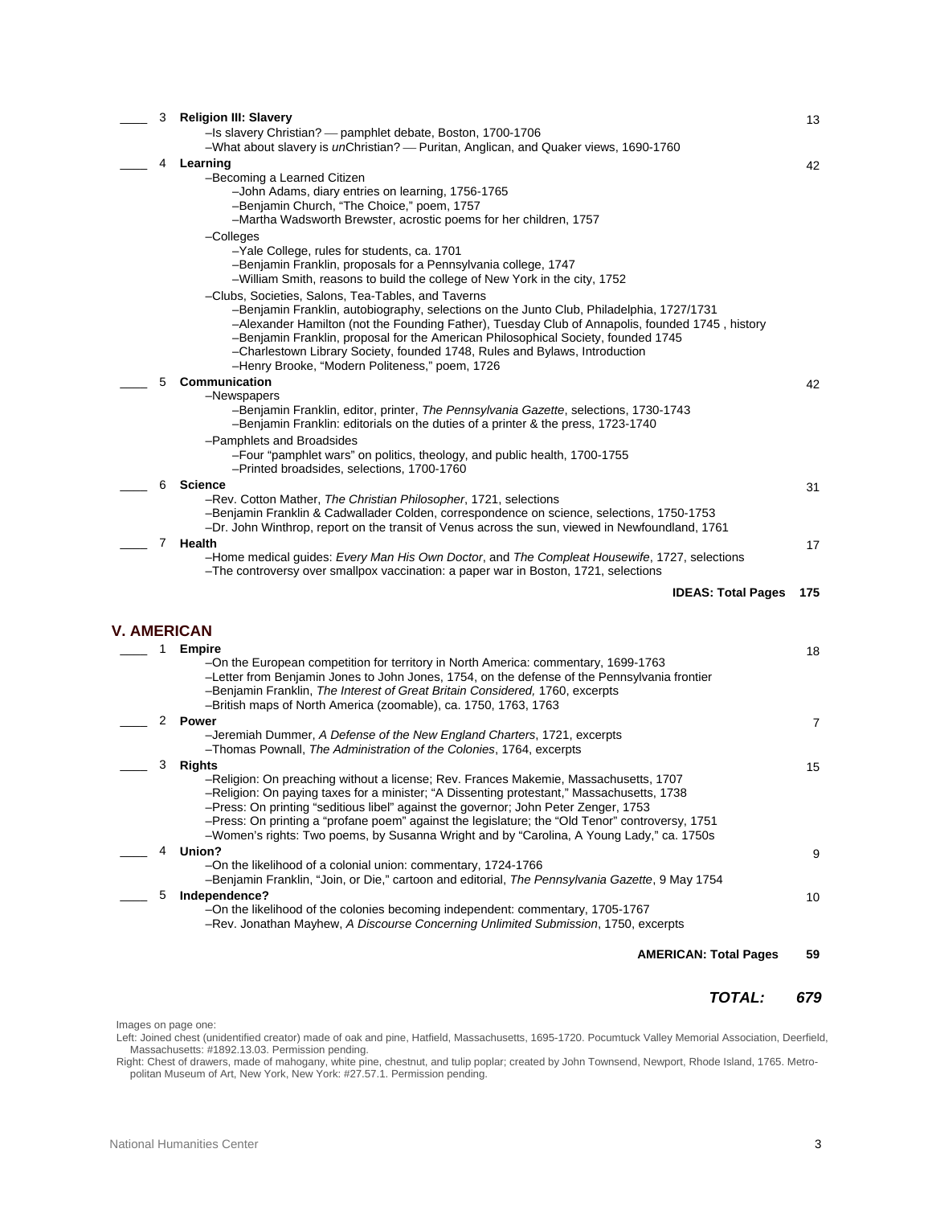____ 3 **Religion III: Slavery** 13

–Is slavery Christian? — pamphlet debate, Boston, 1700-1706
–What about slavery is *un*Christian? — Puritan, Anglican, and Quaker views, 1690-1760

____ 4 **Learning** 42

–Becoming a Learned Citizen
  –John Adams, diary entries on learning, 1756-1765
  –Benjamin Church, "The Choice," poem, 1757
  –Martha Wadsworth Brewster, acrostic poems for her children, 1757

–Colleges
  –Yale College, rules for students, ca. 1701
  –Benjamin Franklin, proposals for a Pennsylvania college, 1747
  –William Smith, reasons to build the college of New York in the city, 1752

–Clubs, Societies, Salons, Tea-Tables, and Taverns
  –Benjamin Franklin, autobiography, selections on the Junto Club, Philadelphia, 1727/1731
  –Alexander Hamilton (not the Founding Father), Tuesday Club of Annapolis, founded 1745 , history
  –Benjamin Franklin, proposal for the American Philosophical Society, founded 1745
  –Charlestown Library Society, founded 1748, Rules and Bylaws, Introduction
  –Henry Brooke, "Modern Politeness," poem, 1726

____ 5 **Communication** 42

–Newspapers
  –Benjamin Franklin, editor, printer, *The Pennsylvania Gazette*, selections, 1730-1743
  –Benjamin Franklin: editorials on the duties of a printer & the press, 1723-1740

–Pamphlets and Broadsides
  –Four "pamphlet wars" on politics, theology, and public health, 1700-1755
  –Printed broadsides, selections, 1700-1760

____ 6 **Science** 31

–Rev. Cotton Mather, *The Christian Philosopher*, 1721, selections
–Benjamin Franklin & Cadwallader Colden, correspondence on science, selections, 1750-1753
–Dr. John Winthrop, report on the transit of Venus across the sun, viewed in Newfoundland, 1761

____ 7 **Health** 17

–Home medical guides: *Every Man His Own Doctor*, and *The Compleat Housewife*, 1727, selections
–The controversy over smallpox vaccination: a paper war in Boston, 1721, selections

**IDEAS: Total Pages 175**

## V. AMERICAN

____ 1 **Empire** 18

–On the European competition for territory in North America: commentary, 1699-1763
–Letter from Benjamin Jones to John Jones, 1754, on the defense of the Pennsylvania frontier
–Benjamin Franklin, *The Interest of Great Britain Considered,* 1760, excerpts
–British maps of North America (zoomable), ca. 1750, 1763, 1763

____ 2 **Power** 7

–Jeremiah Dummer, *A Defense of the New England Charters*, 1721, excerpts
–Thomas Pownall, *The Administration of the Colonies*, 1764, excerpts

____ 3 **Rights** 15

–Religion: On preaching without a license; Rev. Frances Makemie, Massachusetts, 1707
–Religion: On paying taxes for a minister; "A Dissenting protestant," Massachusetts, 1738
–Press: On printing "seditious libel" against the governor; John Peter Zenger, 1753
–Press: On printing a "profane poem" against the legislature; the "Old Tenor" controversy, 1751
–Women's rights: Two poems, by Susanna Wright and by "Carolina, A Young Lady," ca. 1750s

____ 4 **Union?** 9

–On the likelihood of a colonial union: commentary, 1724-1766
–Benjamin Franklin, "Join, or Die," cartoon and editorial, *The Pennsylvania Gazette*, 9 May 1754

____ 5 **Independence?** 10

–On the likelihood of the colonies becoming independent: commentary, 1705-1767
–Rev. Jonathan Mayhew, *A Discourse Concerning Unlimited Submission*, 1750, excerpts

**AMERICAN: Total Pages 59**

***TOTAL: 679***

Images on page one:
Left: Joined chest (unidentified creator) made of oak and pine, Hatfield, Massachusetts, 1695-1720. Pocumtuck Valley Memorial Association, Deerfield, Massachusetts: #1892.13.03. Permission pending.
Right: Chest of drawers, made of mahogany, white pine, chestnut, and tulip poplar; created by John Townsend, Newport, Rhode Island, 1765. Metropolitan Museum of Art, New York, New York: #27.57.1. Permission pending.